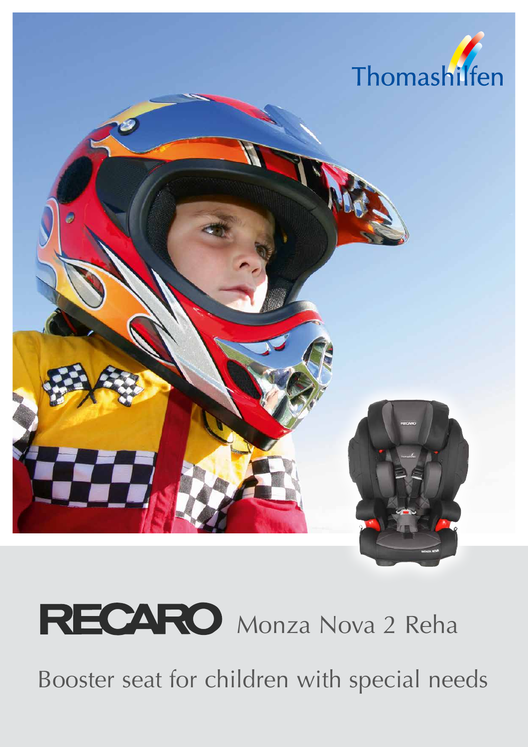Thomashilfen

# RECARO Monza Nova 2 Reha

Booster seat for children with special needs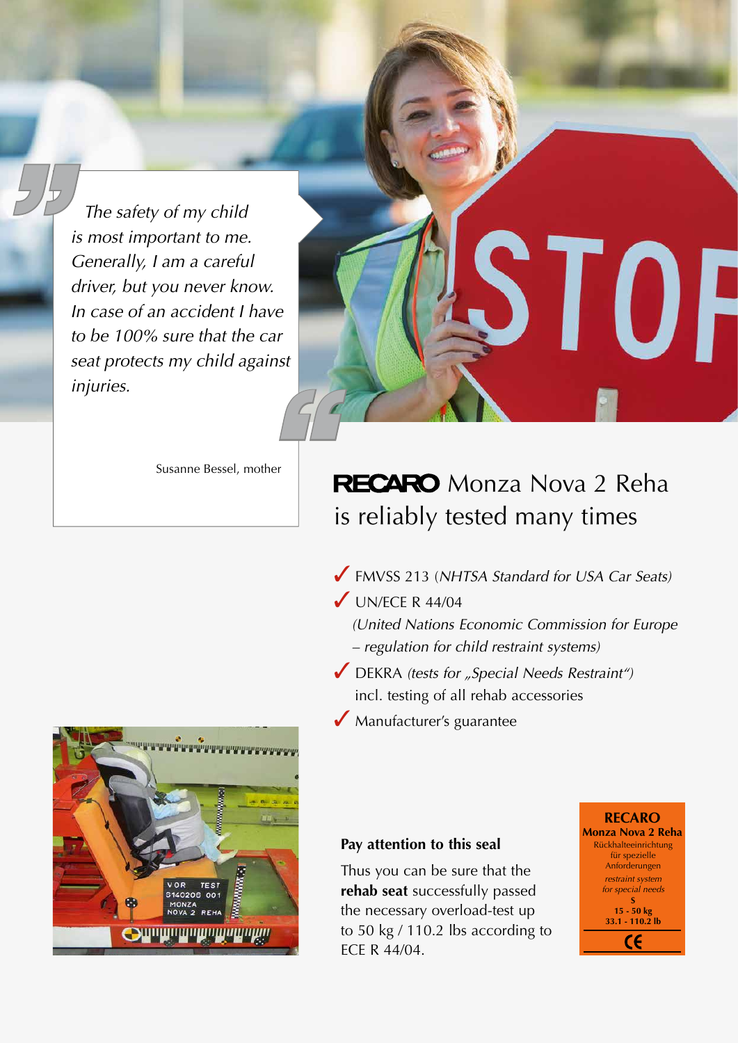*The safety of my child is most important to me. Generally, I am a careful driver, but you never know. In case of an accident I have to be 100% sure that the car seat protects my child against injuries.*

Susanne Bessel, mother

## RECARO Monza Nova 2 Reha is reliably tested many times

- ✓ FMVSS 213 (*NHTSA Standard for USA Car Seats)*
- ✓ UN/ECE R 44/04
  *(United Nations Economic Commission for Europe – regulation for child restraint systems)*
- ✓ DEKRA *(tests for „Special Needs Restraint")* incl. testing of all rehab accessories
- ✓ Manufacturer's guarantee

### Pay attention to this seal

Thus you can be sure that the **rehab seat** successfully passed the necessary overload-test up to 50 kg / 110.2 lbs according to ECE R 44/04.

**RECARO**
**Monza Nova 2 Reha**
Rückhalteeinrichtung für spezielle Anforderungen
*restraint system for special needs*
**S**
**15 - 50 kg**
**33.1 - 110.2 lb**
CE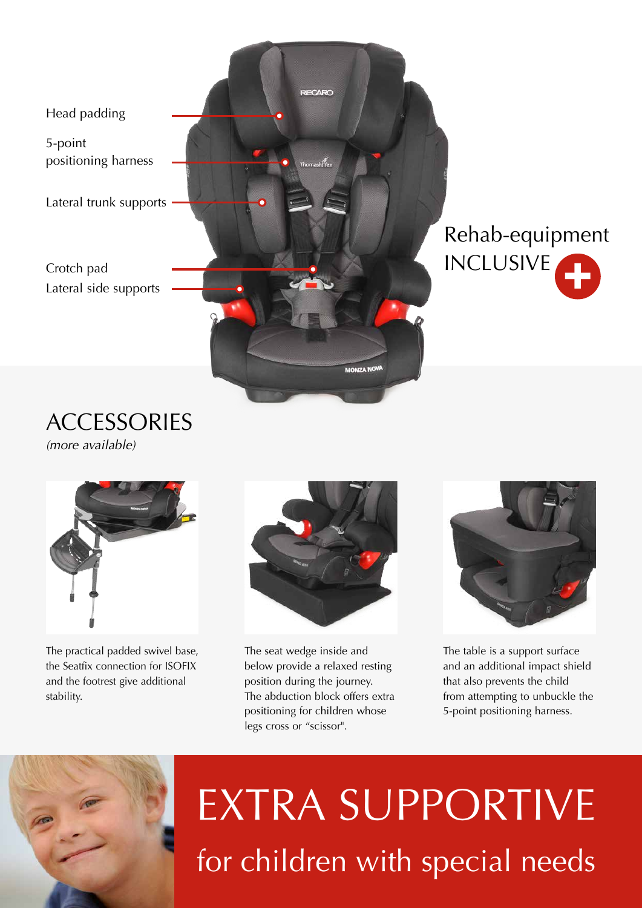Head padding

5-point
positioning harness

Lateral trunk supports

Crotch pad

Lateral side supports

Rehab-equipment
INCLUSIVE

## ACCESSORIES

*(more available)*

The practical padded swivel base, the Seatfix connection for ISOFIX and the footrest give additional stability.

The seat wedge inside and below provide a relaxed resting position during the journey. The abduction block offers extra positioning for children whose legs cross or "scissor".

The table is a support surface and an additional impact shield that also prevents the child from attempting to unbuckle the 5-point positioning harness.

# EXTRA SUPPORTIVE

## for children with special needs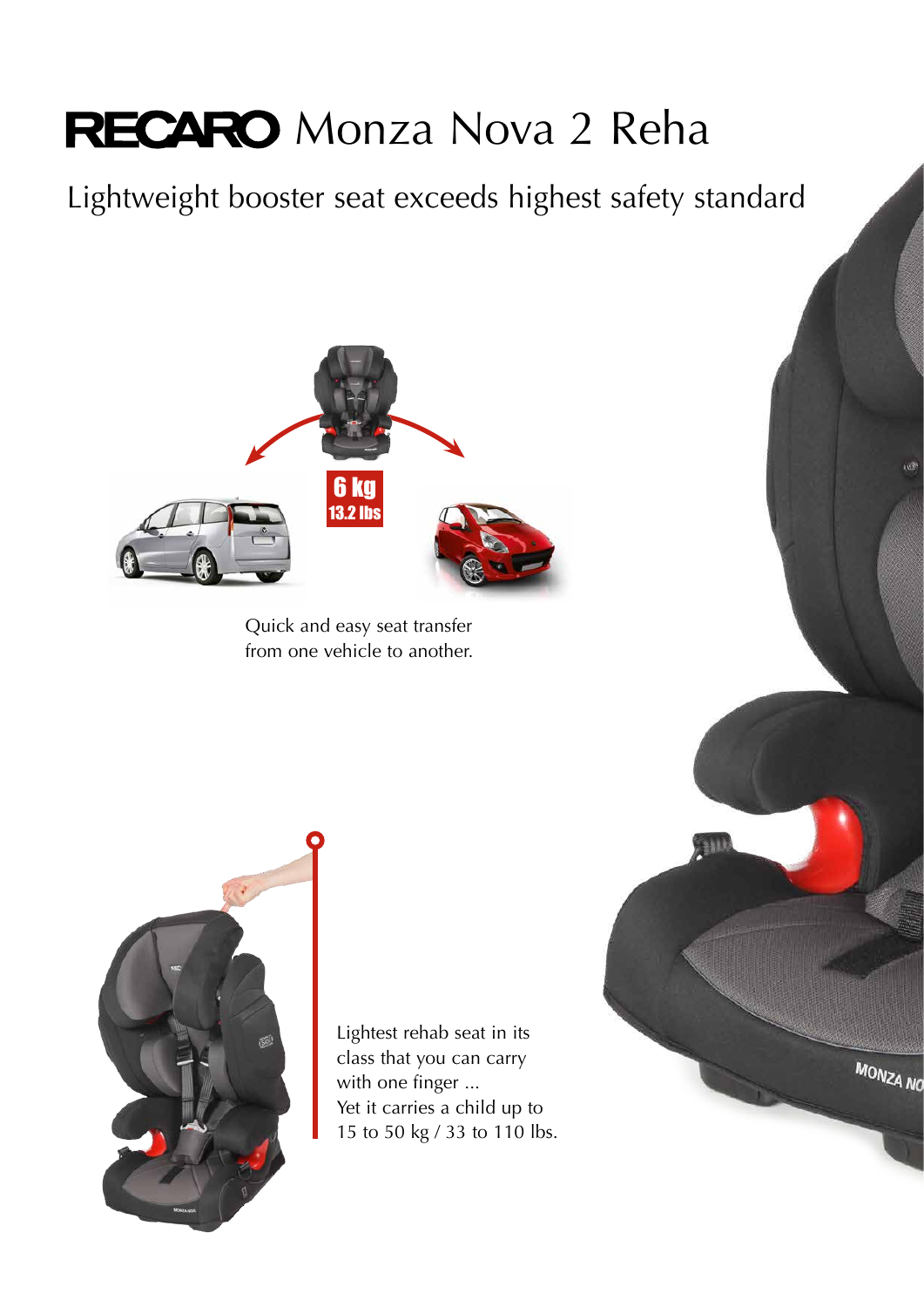# RECARO Monza Nova 2 Reha

## Lightweight booster seat exceeds highest safety standard

6 kg
13.2 lbs

Quick and easy seat transfer from one vehicle to another.

Lightest rehab seat in its class that you can carry with one finger ...
Yet it carries a child up to 15 to 50 kg / 33 to 110 lbs.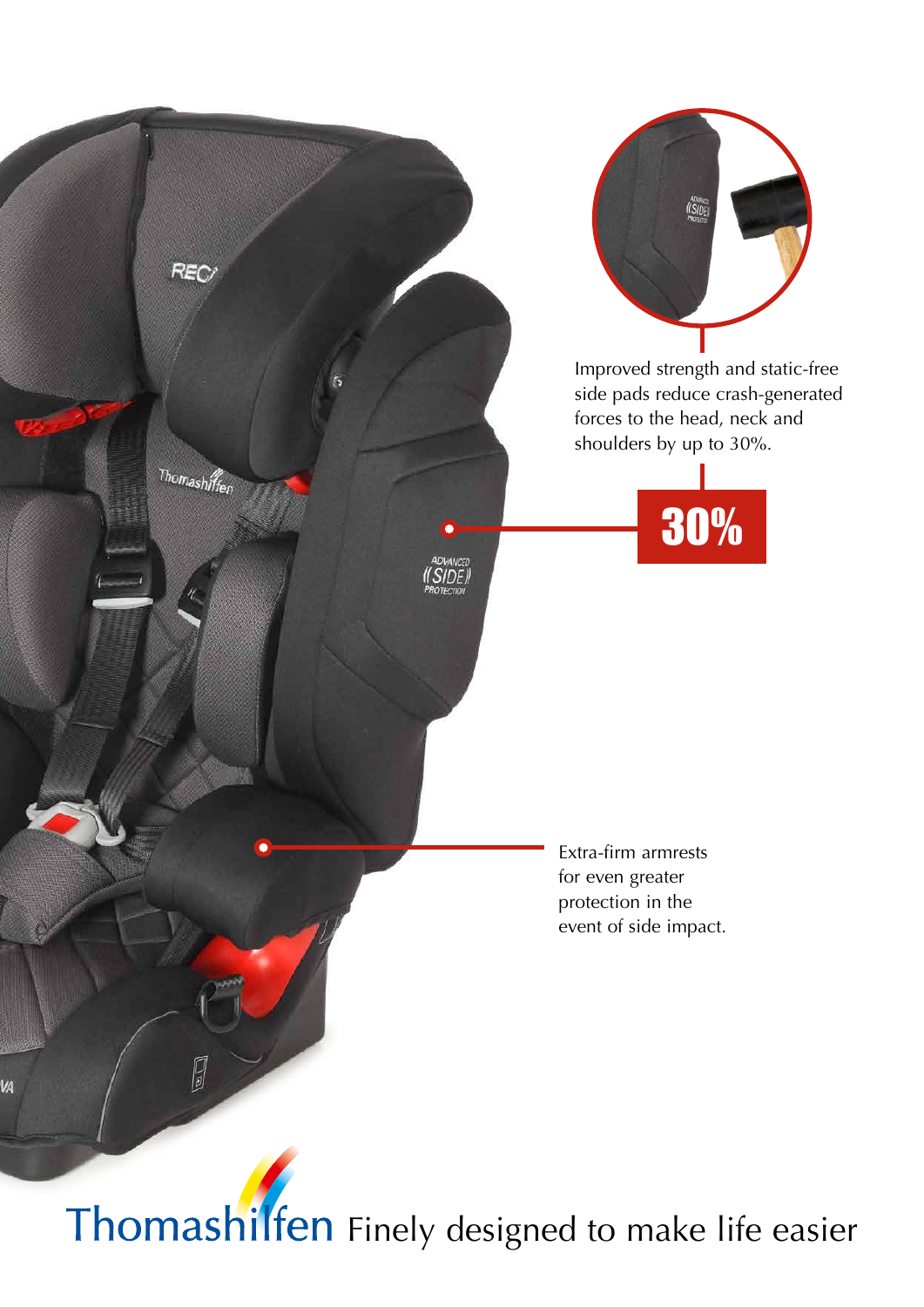Improved strength and static-free side pads reduce crash-generated forces to the head, neck and shoulders by up to 30%.

**30%**

Extra-firm armrests for even greater protection in the event of side impact.

Thomashilfen Finely designed to make life easier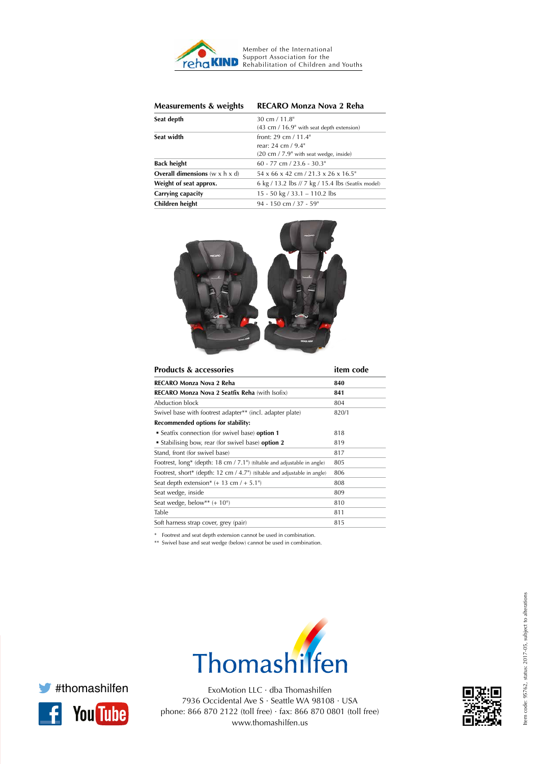rehaKIND

Member of the International Support Association for the Rehabilitation of Children and Youths

| Measurements & weights | RECARO Monza Nova 2 Reha |
|---|---|
| **Seat depth** | 30 cm / 11.8" (43 cm / 16.9" with seat depth extension) |
| **Seat width** | front: 29 cm / 11.4" rear: 24 cm / 9.4" (20 cm / 7.9" with seat wedge, inside) |
| **Back height** | 60 - 77 cm / 23.6 - 30.3" |
| **Overall dimensions** (w x h x d) | 54 x 66 x 42 cm / 21.3 x 26 x 16.5" |
| **Weight of seat approx.** | 6 kg / 13.2 lbs // 7 kg / 15.4 lbs (Seatfix model) |
| **Carrying capacity** | 15 - 50 kg / 33.1 – 110.2 lbs |
| **Children height** | 94 - 150 cm / 37 - 59" |

| Products & accessories | item code |
|---|---|
| **RECARO Monza Nova 2 Reha** | **840** |
| **RECARO Monza Nova 2 Seatfix Reha** (with Isofix) | **841** |
| Abduction block | 804 |
| Swivel base with footrest adapter** (incl. adapter plate) | 820/1 |
| **Recommended options for stability:** | |
| ▪ Seatfix connection (for swivel base) **option 1** | 818 |
| ▪ Stabilising bow, rear (for swivel base) **option 2** | 819 |
| Stand, front (for swivel base) | 817 |
| Footrest, long* (depth: 18 cm / 7.1") (tiltable and adjustable in angle) | 805 |
| Footrest, short* (depth: 12 cm / 4.7") (tiltable and adjustable in angle) | 806 |
| Seat depth extension* (+ 13 cm / + 5.1") | 808 |
| Seat wedge, inside | 809 |
| Seat wedge, below** (+ 10°) | 810 |
| Table | 811 |
| Soft harness strap cover, grey (pair) | 815 |

\* Footrest and seat depth extension cannot be used in combination.

** Swivel base and seat wedge (below) cannot be used in combination.

Thomashilfen

#thomashilfen

ExoMotion LLC · dba Thomashilfen
7936 Occidental Ave S · Seattle WA 98108 · USA
phone: 866 870 2122 (toll free) · fax: 866 870 0801 (toll free)
www.thomashilfen.us

Item code: 95762, status: 2017-05, subject to alterations